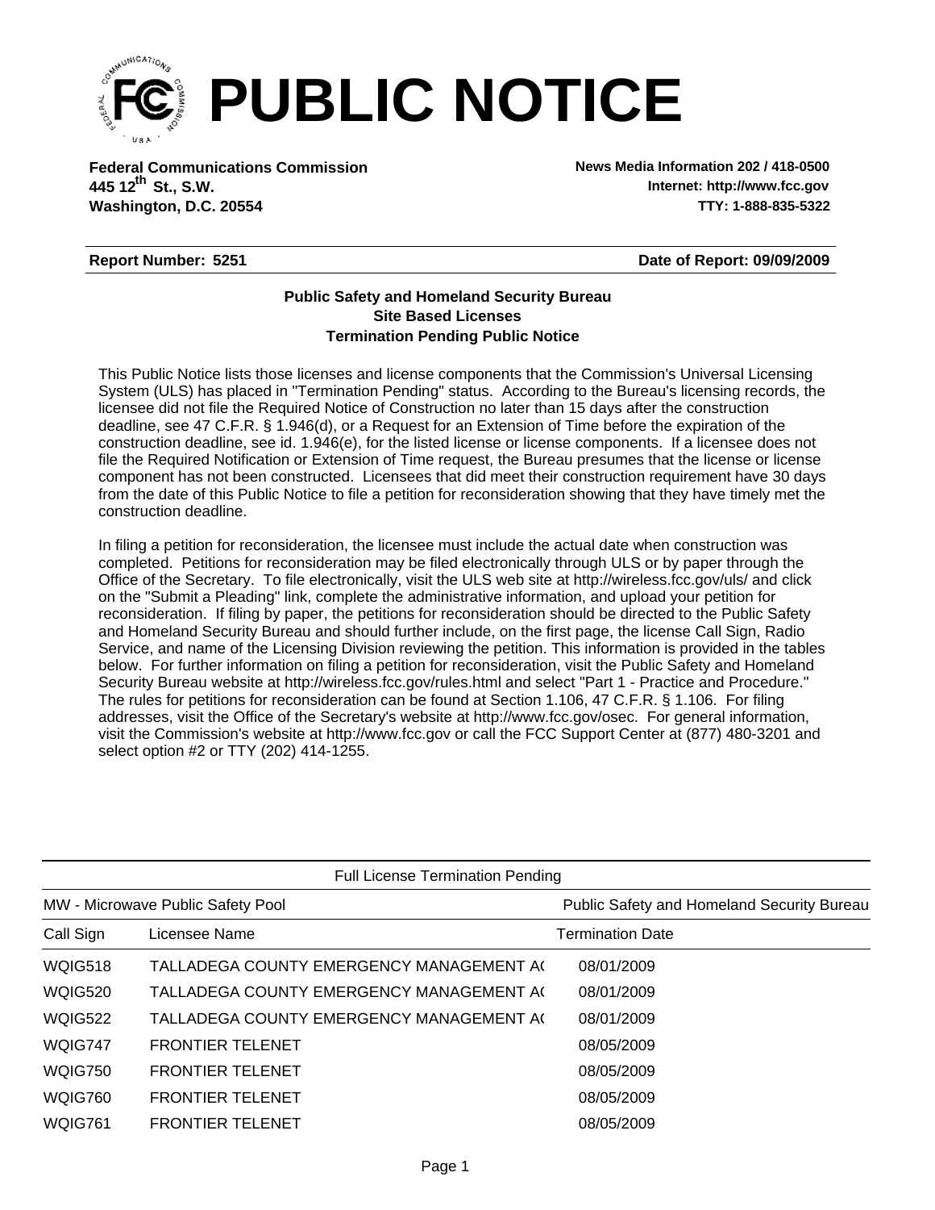# PUBLIC NOTICE

**Federal Communications Commission**
**445 12th St., S.W.**
**Washington, D.C. 20554**

**News Media Information 202 / 418-0500**
**Internet: http://www.fcc.gov**
**TTY: 1-888-835-5322**

**Report Number: 5251** **Date of Report: 09/09/2009**

**Public Safety and Homeland Security Bureau**
**Site Based Licenses**
**Termination Pending Public Notice**

This Public Notice lists those licenses and license components that the Commission's Universal Licensing System (ULS) has placed in "Termination Pending" status. According to the Bureau's licensing records, the licensee did not file the Required Notice of Construction no later than 15 days after the construction deadline, see 47 C.F.R. § 1.946(d), or a Request for an Extension of Time before the expiration of the construction deadline, see id. 1.946(e), for the listed license or license components. If a licensee does not file the Required Notification or Extension of Time request, the Bureau presumes that the license or license component has not been constructed. Licensees that did meet their construction requirement have 30 days from the date of this Public Notice to file a petition for reconsideration showing that they have timely met the construction deadline.

In filing a petition for reconsideration, the licensee must include the actual date when construction was completed. Petitions for reconsideration may be filed electronically through ULS or by paper through the Office of the Secretary. To file electronically, visit the ULS web site at http://wireless.fcc.gov/uls/ and click on the "Submit a Pleading" link, complete the administrative information, and upload your petition for reconsideration. If filing by paper, the petitions for reconsideration should be directed to the Public Safety and Homeland Security Bureau and should further include, on the first page, the license Call Sign, Radio Service, and name of the Licensing Division reviewing the petition. This information is provided in the tables below. For further information on filing a petition for reconsideration, visit the Public Safety and Homeland Security Bureau website at http://wireless.fcc.gov/rules.html and select "Part 1 - Practice and Procedure." The rules for petitions for reconsideration can be found at Section 1.106, 47 C.F.R. § 1.106. For filing addresses, visit the Office of the Secretary's website at http://www.fcc.gov/osec. For general information, visit the Commission's website at http://www.fcc.gov or call the FCC Support Center at (877) 480-3201 and select option #2 or TTY (202) 414-1255.

Full License Termination Pending

MW - Microwave Public Safety Pool — Public Safety and Homeland Security Bureau

| Call Sign | Licensee Name | Termination Date |
|---|---|---|
| WQIG518 | TALLADEGA COUNTY EMERGENCY MANAGEMENT A( | 08/01/2009 |
| WQIG520 | TALLADEGA COUNTY EMERGENCY MANAGEMENT A( | 08/01/2009 |
| WQIG522 | TALLADEGA COUNTY EMERGENCY MANAGEMENT A( | 08/01/2009 |
| WQIG747 | FRONTIER TELENET | 08/05/2009 |
| WQIG750 | FRONTIER TELENET | 08/05/2009 |
| WQIG760 | FRONTIER TELENET | 08/05/2009 |
| WQIG761 | FRONTIER TELENET | 08/05/2009 |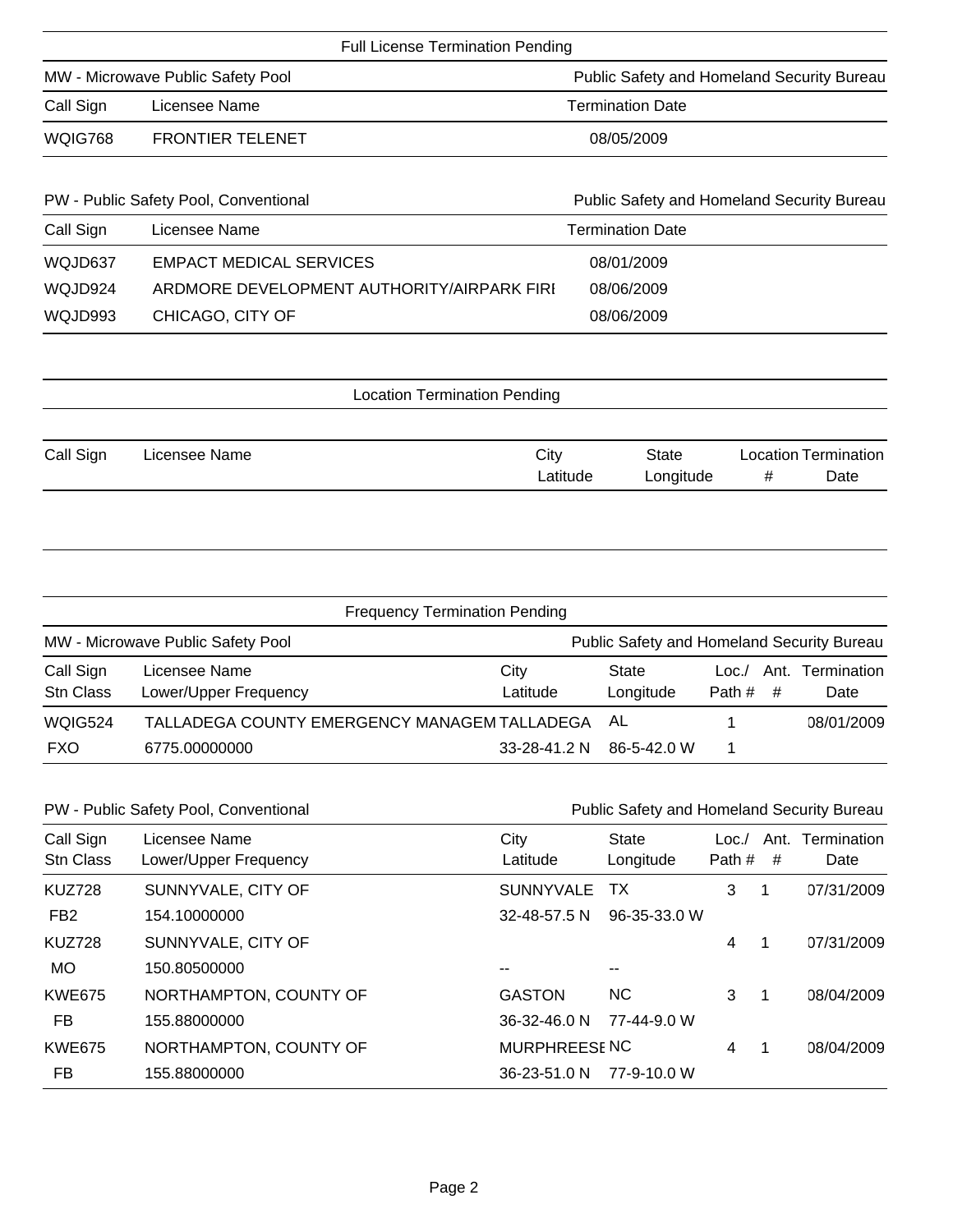## Full License Termination Pending

**MW - Microwave Public Safety Pool** — Public Safety and Homeland Security Bureau

| Call Sign | Licensee Name | Termination Date |
|---|---|---|
| WQIG768 | FRONTIER TELENET | 08/05/2009 |

**PW - Public Safety Pool, Conventional** — Public Safety and Homeland Security Bureau

| Call Sign | Licensee Name | Termination Date |
|---|---|---|
| WQJD637 | EMPACT MEDICAL SERVICES | 08/01/2009 |
| WQJD924 | ARDMORE DEVELOPMENT AUTHORITY/AIRPARK FIRI | 08/06/2009 |
| WQJD993 | CHICAGO, CITY OF | 08/06/2009 |

## Location Termination Pending

| Call Sign | Licensee Name | City / Latitude | State / Longitude | Location # | Termination Date |
|---|---|---|---|---|---|

## Frequency Termination Pending

**MW - Microwave Public Safety Pool** — Public Safety and Homeland Security Bureau

| Call Sign / Stn Class | Licensee Name / Lower/Upper Frequency | City / Latitude | State / Longitude | Loc./ Path # | Ant. # | Termination Date |
|---|---|---|---|---|---|---|
| WQIG524 | TALLADEGA COUNTY EMERGENCY MANAGEM | TALLADEGA | AL | 1 | | 08/01/2009 |
| FXO | 6775.00000000 | 33-28-41.2 N | 86-5-42.0 W | 1 | | |

**PW - Public Safety Pool, Conventional** — Public Safety and Homeland Security Bureau

| Call Sign / Stn Class | Licensee Name / Lower/Upper Frequency | City / Latitude | State / Longitude | Loc./ Path # | Ant. # | Termination Date |
|---|---|---|---|---|---|---|
| KUZ728 | SUNNYVALE, CITY OF | SUNNYVALE | TX | 3 | 1 | 07/31/2009 |
| FB2 | 154.10000000 | 32-48-57.5 N | 96-35-33.0 W | | | |
| KUZ728 | SUNNYVALE, CITY OF | | | 4 | 1 | 07/31/2009 |
| MO | 150.80500000 | -- | -- | | | |
| KWE675 | NORTHAMPTON, COUNTY OF | GASTON | NC | 3 | 1 | 08/04/2009 |
| FB | 155.88000000 | 36-32-46.0 N | 77-44-9.0 W | | | |
| KWE675 | NORTHAMPTON, COUNTY OF | MURPHREESE | NC | 4 | 1 | 08/04/2009 |
| FB | 155.88000000 | 36-23-51.0 N | 77-9-10.0 W | | | |